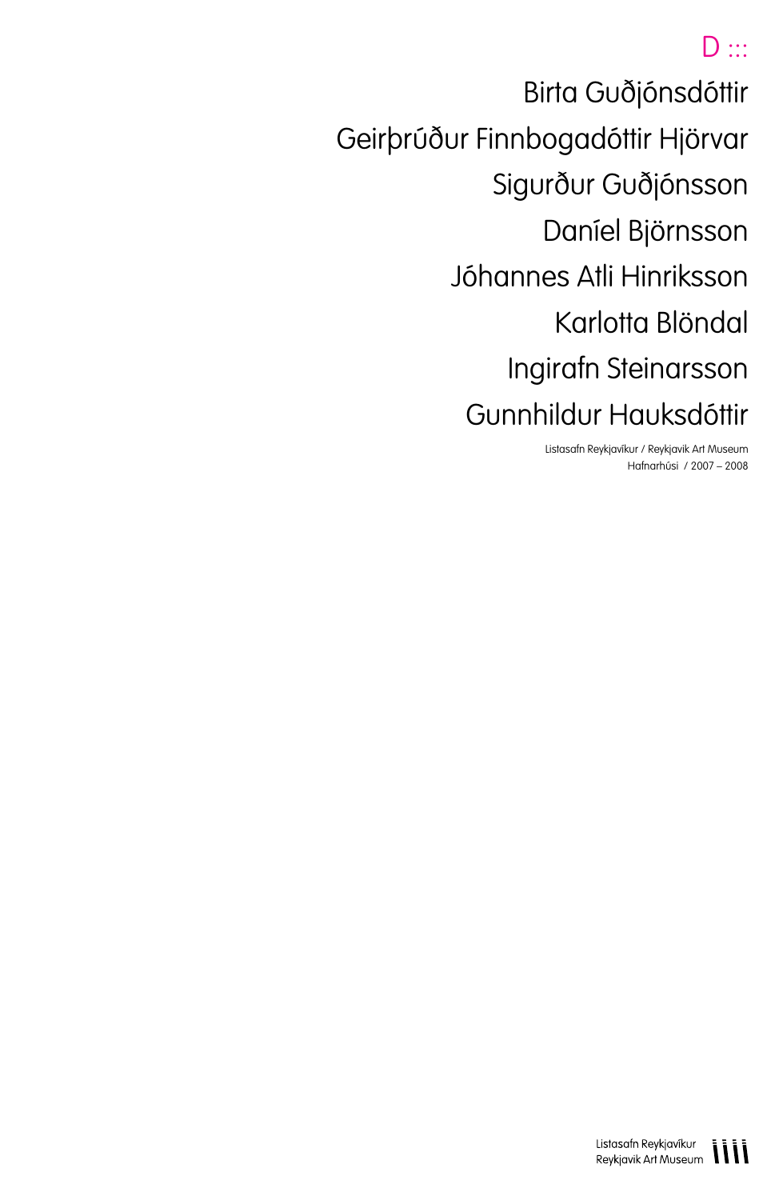# D :::

Birta Guðjónsdóttir

Geirþrúður Finnbogadóttir Hjörvar

Sigurður Guðjónsson

Daníel Björnsson

Jóhannes Atli Hinriksson

Karlotta Blöndal

Ingirafn Steinarsson

Gunnhildur Hauksdóttir

Listasafn Reykjavíkur / Reykjavik Art Museum
Hafnarhûsi / 2007 – 2008

Listasafn Reykjavíkur
Reykjavik Art Museum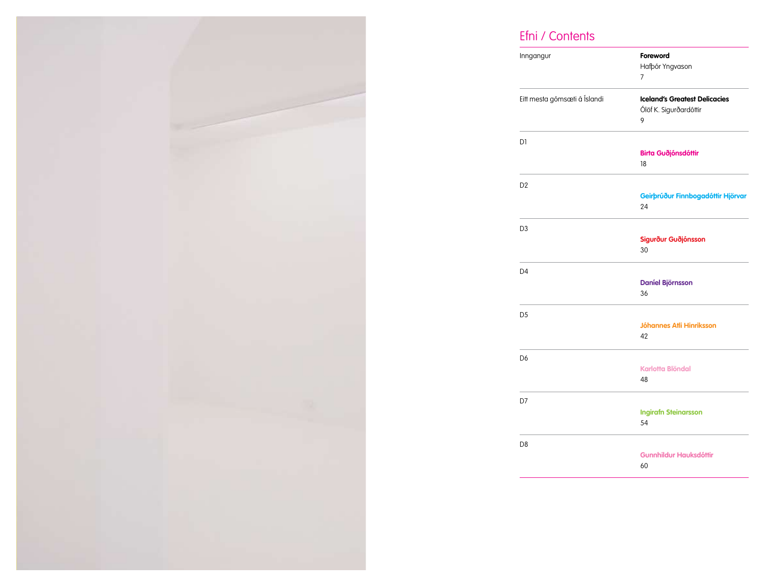# Efni / Contents

| | |
|---|---|
| Inngangur | **Foreword**<br>Hafþór Yngvason<br>7 |
| Eitt mesta gómsæti á Íslandi | **Iceland's Greatest Delicacies**<br>Ólöf K. Sigurðardóttir<br>9 |
| D1 | **Birta Guðjónsdóttir**<br>18 |
| D2 | **Geirþrúður Finnbogadóttir Hjörvar**<br>24 |
| D3 | **Sigurður Guðjónsson**<br>30 |
| D4 | **Daníel Björnsson**<br>36 |
| D5 | **Jóhannes Atli Hinriksson**<br>42 |
| D6 | **Karlotta Blöndal**<br>48 |
| D7 | **Ingirafn Steinarsson**<br>54 |
| D8 | **Gunnhildur Hauksdóttir**<br>60 |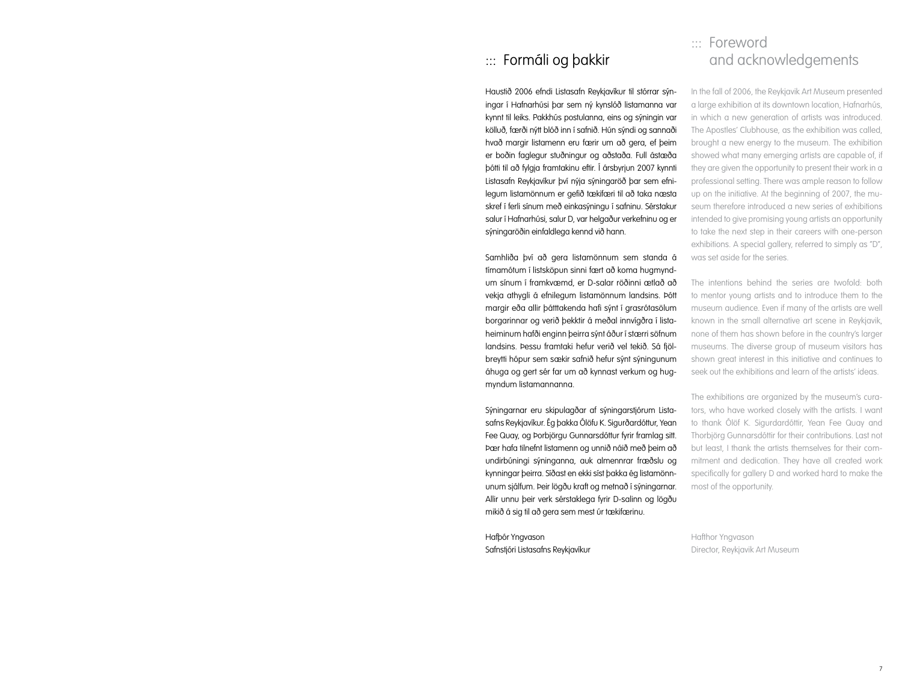## ::: Formáli og þakkir

Haustið 2006 efndi Listasafn Reykjavíkur til stórrar sýningar í Hafnarhúsi þar sem ný kynslóð listamanna var kynnt til leiks. Pakkhús postulanna, eins og sýningin var kölluð, færði nýtt blóð inn í safnið. Hún sýndi og sannaði hvað margir listamenn eru færir um að gera, ef þeim er boðin faglegur stuðningur og aðstaða. Full ástæða þótti til að fylgja framtakinu eftir. Í ársbyrjun 2007 kynnti Listasafn Reykjavíkur því nýja sýningaröð þar sem efnilegum listamönnum er gefið tækifæri til að taka næsta skref í ferli sínum með einkasýningu í safninu. Sérstakur salur í Hafnarhúsi, salur D, var helgaður verkefninu og er sýningaröðin einfaldlega kennd við hann.

Samhliða því að gera listamönnum sem standa á tímamótum í listsköpun sinni fært að koma hugmyndum sínum í framkvæmd, er D-salar röðinni ætlað að vekja athygli á efnilegum listamönnum landsins. Þótt margir eða allir þátttakenda hafi sýnt í grasrótasölum borgarinnar og verið þekktir á meðal innvígðra í listaheiminum hafði enginn þeirra sýnt áður í stærri söfnum landsins. Þessu framtaki hefur verið vel tekið. Sá fjölbreytti hópur sem sækir safnið hefur sýnt sýningunum áhuga og gert sér far um að kynnast verkum og hugmyndum listamannanna.

Sýningarnar eru skipulagðar af sýningarstjórum Listasafns Reykjavíkur. Ég þakka Ólöfu K. Sigurðardóttur, Yean Fee Quay, og Þorbjörgu Gunnarsdóttur fyrir framlag sitt. Þær hafa tilnefnt listamenn og unnið náið með þeim að undirbúningi sýninganna, auk almennrar fræðslu og kynningar þeirra. Síðast en ekki síst þakka ég listamönnunum sjálfum. Þeir lögðu kraft og metnað í sýningarnar. Allir unnu þeir verk sérstaklega fyrir D-salinn og lögðu mikið á sig til að gera sem mest úr tækifærinu.

Hafþór Yngvason
Safnstjóri Listasafns Reykjavíkur

## ::: Foreword and acknowledgements

In the fall of 2006, the Reykjavik Art Museum presented a large exhibition at its downtown location, Hafnarhús, in which a new generation of artists was introduced. The Apostles' Clubhouse, as the exhibition was called, brought a new energy to the museum. The exhibition showed what many emerging artists are capable of, if they are given the opportunity to present their work in a professional setting. There was ample reason to follow up on the initiative. At the beginning of 2007, the museum therefore introduced a new series of exhibitions intended to give promising young artists an opportunity to take the next step in their careers with one-person exhibitions. A special gallery, referred to simply as "D", was set aside for the series.

The intentions behind the series are twofold: both to mentor young artists and to introduce them to the museum audience. Even if many of the artists are well known in the small alternative art scene in Reykjavik, none of them has shown before in the country's larger museums. The diverse group of museum visitors has shown great interest in this initiative and continues to seek out the exhibitions and learn of the artists' ideas.

The exhibitions are organized by the museum's curators, who have worked closely with the artists. I want to thank Ólöf K. Sigurdardóttir, Yean Fee Quay and Thorbjörg Gunnarsdóttir for their contributions. Last not but least, I thank the artists themselves for their commitment and dedication. They have all created work specifically for gallery D and worked hard to make the most of the opportunity.

Hafthor Yngvason
Director, Reykjavik Art Museum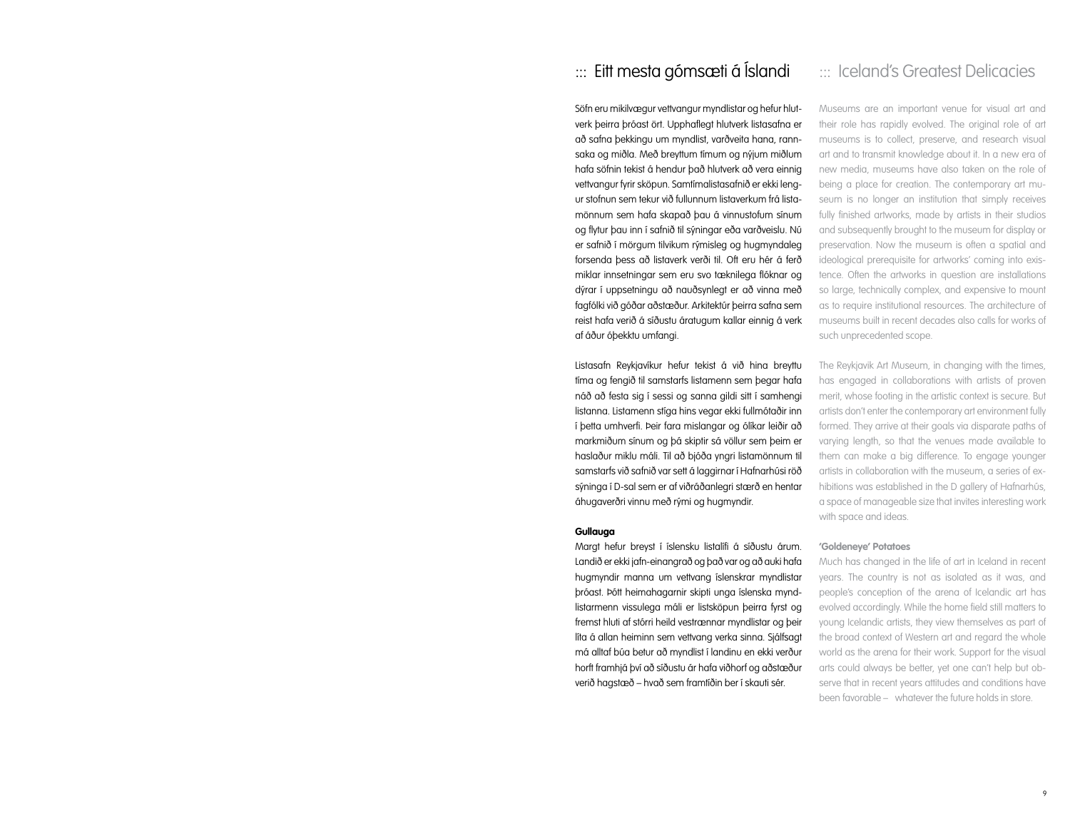## ::: Eitt mesta gómsæti á Íslandi

Söfn eru mikilvægur vettvangur myndlistar og hefur hlutverk þeirra þróast ört. Upphaflegt hlutverk listasafna er að safna þekkingu um myndlist, varðveita hana, rannsaka og miðla. Með breyttum tímum og nýjum miðlum hafa söfnin tekist á hendur það hlutverk að vera einnig vettvangur fyrir sköpun. Samtímalistasafnið er ekki lengur stofnun sem tekur við fullunnum listaverkum frá listamönnum sem hafa skapað þau á vinnustofum sínum og flytur þau inn í safnið til sýningar eða varðveislu. Nú er safnið í mörgum tilvikum rýmisleg og hugmyndaleg forsenda þess að listaverk verði til. Oft eru hér á ferð miklar innsetningar sem eru svo tæknilega flóknar og dýrar í uppsetningu að nauðsynlegt er að vinna með fagfólki við góðar aðstæður. Arkitektúr þeirra safna sem reist hafa verið á síðustu áratugum kallar einnig á verk af áður óþekktu umfangi.

Listasafn Reykjavíkur hefur tekist á við hina breyttu tíma og fengið til samstarfs listamenn sem þegar hafa náð að festa sig í sessi og sanna gildi sitt í samhengi listanna. Listamenn stíga hins vegar ekki fullmótaðir inn í þetta umhverfi. Þeir fara mislangar og ólíkar leiðir að markmiðum sínum og þá skiptir sá völlur sem þeim er haslaður miklu máli. Til að bjóða yngri listamönnum til samstarfs við safnið var sett á laggirnar í Hafnarhúsi röð sýninga í D-sal sem er af viðráðanlegri stærð en hentar áhugaverðri vinnu með rými og hugmyndir.

**Gullauga**

Margt hefur breyst í íslensku listalífi á síðustu árum. Landið er ekki jafn-einangrað og það var og að auki hafa hugmyndir manna um vettvang íslenskrar myndlistar þróast. Þótt heimahagarnir skipti unga íslenska myndlistarmenn vissulega máli er listsköpun þeirra fyrst og fremst hluti af stórri heild vestrænnar myndlistar og þeir líta á allan heiminn sem vettvang verka sinna. Sjálfsagt má alltaf búa betur að myndlist í landinu en ekki verður horft framhjá því að síðustu ár hafa viðhorf og aðstæður verið hagstæð – hvað sem framtíðin ber í skauti sér.

## ::: Iceland's Greatest Delicacies

Museums are an important venue for visual art and their role has rapidly evolved. The original role of art museums is to collect, preserve, and research visual art and to transmit knowledge about it. In a new era of new media, museums have also taken on the role of being a place for creation. The contemporary art museum is no longer an institution that simply receives fully finished artworks, made by artists in their studios and subsequently brought to the museum for display or preservation. Now the museum is often a spatial and ideological prerequisite for artworks' coming into existence. Often the artworks in question are installations so large, technically complex, and expensive to mount as to require institutional resources. The architecture of museums built in recent decades also calls for works of such unprecedented scope.

The Reykjavik Art Museum, in changing with the times, has engaged in collaborations with artists of proven merit, whose footing in the artistic context is secure. But artists don't enter the contemporary art environment fully formed. They arrive at their goals via disparate paths of varying length, so that the venues made available to them can make a big difference. To engage younger artists in collaboration with the museum, a series of exhibitions was established in the D gallery of Hafnarhús, a space of manageable size that invites interesting work with space and ideas.

**'Goldeneye' Potatoes**

Much has changed in the life of art in Iceland in recent years. The country is not as isolated as it was, and people's conception of the arena of Icelandic art has evolved accordingly. While the home field still matters to young Icelandic artists, they view themselves as part of the broad context of Western art and regard the whole world as the arena for their work. Support for the visual arts could always be better, yet one can't help but observe that in recent years attitudes and conditions have been favorable – whatever the future holds in store.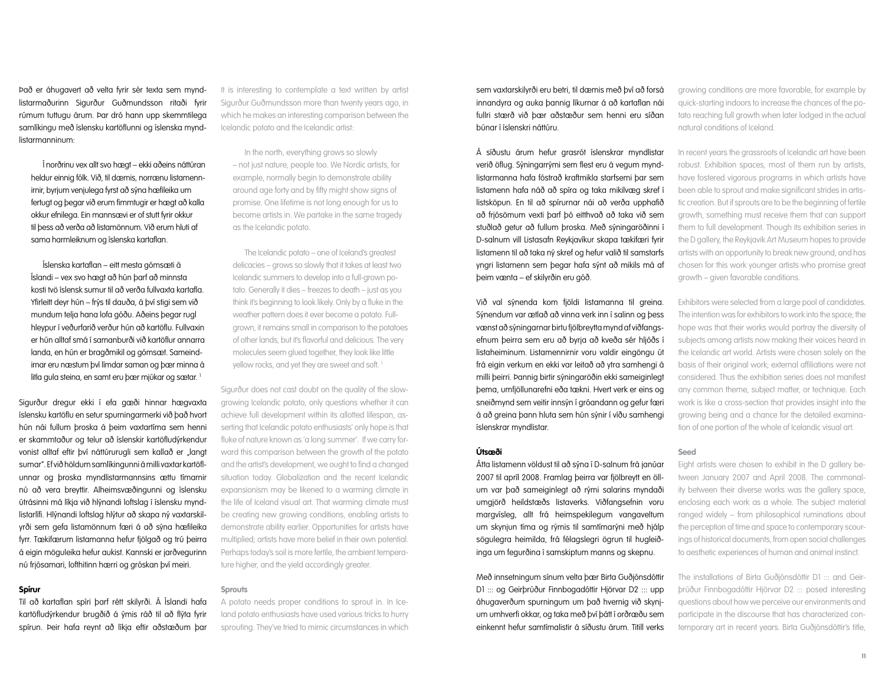Það er áhugavert að velta fyrir sér texta sem myndlistarmaðurinn Sigurður Guðmundsson ritaði fyrir rúmum tuttugu árum. Þar dró hann upp skemmtilega samlíkingu með íslensku kartöflunni og íslenska myndlistarmanninum:

> Í norðrinu vex allt svo hægt – ekki aðeins náttúran heldur einnig fólk. Við, til dæmis, norrænu listamennirnir, byrjum venjulega fyrst að sýna hæfileika um fertugt og þegar við erum fimmtugir er hægt að kalla okkur efnilega. Ein mannsævi er of stutt fyrir okkur til þess að verða að listamönnum. Við erum hluti af sama harmleiknum og íslenska kartaflan.
>
> Íslenska kartaflan – eitt mesta gómsæti á Íslandi – vex svo hægt að hún þarf að minnsta kosti tvö íslensk sumur til að verða fullvaxta kartafla. Yfirleitt deyr hún – frýs til dauða, á því stigi sem við mundum telja hana lofa góðu. Aðeins þegar rugl hleypur í veðurfarið verður hún að kartöflu. Fullvaxin er hún alltaf smá í samanburði við kartöflur annarra landa, en hún er bragðmikil og gómsæt. Sameindirnar eru næstum því límdar saman og þær minna á litla gula steina, en samt eru þær mjúkar og sætar. [1]

Sigurður dregur ekki í efa gæði hinnar hægvaxta íslensku kartöflu en setur spurningarmerki við það hvort hún nái fullum þroska á þeim vaxtartíma sem henni er skammtaður og telur að íslenskir kartöfludýrkendur vonist alltaf eftir því náttúrurugli sem kallað er „langt sumar". Ef við höldum samlíkingunni á milli vaxtar kartöflunnar og þroska myndlistarmannsins ættu tímarnir nú að vera breyttir. Alheimsvæðingunni og íslensku útrásinni má líkja við hlýnandi loftslag í íslensku myndlistarlífi. Hlýnandi loftslag hlýtur að skapa ný vaxtarskilyrði sem gefa listamönnum færi á að sýna hæfileika fyrr. Tækifærum listamanna hefur fjölgað og trú þeirra á eigin möguleika hefur aukist. Kannski er jarðvegurinn nú frjósamari, lofthitinn hærri og gróskan því meiri.

**Spírur**

Til að kartaflan spíri þarf rétt skilyrði. Á Íslandi hafa kartöfludýrkendur brugðið á ýmis ráð til að flýta fyrir spírun. Þeir hafa reynt að líkja eftir aðstæðum þar sem vaxtarskilyrði eru betri, til dæmis með því að forsá innandyra og auka þannig líkurnar á að kartaflan nái fullri stærð við þær aðstæður sem henni eru síðan búnar í íslenskri náttúru.

Á síðustu árum hefur grasrót íslenskrar myndlistar verið öflug. Sýningarrými sem flest eru á vegum myndlistarmanna hafa fóstrað kraftmikla starfsemi þar sem listamenn hafa náð að spíra og taka mikilvæg skref í listsköpun. En til að spírurnar nái að verða upphafið að frjósömum vexti þarf þó eitthvað að taka við sem stuðlað getur að fullum þroska. Með sýningaröðinni í D-salnum vill Listasafn Reykjavíkur skapa tækifæri fyrir listamenn til að taka ný skref og hefur valið til samstarfs yngri listamenn sem þegar hafa sýnt að mikils má af þeim vænta – ef skilyrðin eru góð.

Við val sýnenda kom fjöldi listamanna til greina. Sýnendum var ætlað að vinna verk inn í salinn og þess vænst að sýningarnar birtu fjölbreytta mynd af viðfangsefnum þeirra sem eru að byrja að kveða sér hljóðs í listaheiminum. Listamennirnir voru valdir eingöngu út frá eigin verkum en ekki var leitað að ytra samhengi á milli þeirra. Þannig birtir sýningaröðin ekki sameiginlegt þema, umfjöllunarefni eða tækni. Hvert verk er eins og sneiðmynd sem veitir innsýn í gróandann og gefur færi á að greina þann hluta sem hún sýnir í víðu samhengi íslenskrar myndlistar.

**Útsæði**

Átta listamenn völdust til að sýna í D-salnum frá janúar 2007 til apríl 2008. Framlag þeirra var fjölbreytt en öllum var það sameiginlegt að rými salarins myndaði umgjörð heildstæðs listaverks. Viðfangsefnin voru margvísleg, allt frá heimspekilegum vangaveltum um skynjun tíma og rýmis til samtímarýni með hjálp sögulegra heimilda, frá félagslegri ögrun til hugleiðinga um fegurðina í samskiptum manns og skepnu.

Með innsetningum sínum velta þær Birta Guðjónsdóttir D1 ::: og Geirþrúður Finnbogadóttir Hjörvar D2 ::: upp áhugaverðum spurningum um það hvernig við skynjum umhverfi okkar, og taka með því þátt í orðræðu sem einkennt hefur samtímalistir á síðustu árum. Titill verks

---

It is interesting to contemplate a text written by artist Sigurður Guðmundsson more than twenty years ago, in which he makes an interesting comparison between the Icelandic potato and the Icelandic artist:

> In the north, everything grows so slowly – not just nature, people too. We Nordic artists, for example, normally begin to demonstrate ability around age forty and by fifty might show signs of promise. One lifetime is not long enough for us to become artists in. We partake in the same tragedy as the Icelandic potato.
>
> The Icelandic potato – one of Iceland's greatest delicacies – grows so slowly that it takes at least two Icelandic summers to develop into a full-grown potato. Generally it dies – freezes to death – just as you think it's beginning to look likely. Only by a fluke in the weather pattern does it ever become a potato. Full-grown, it remains small in comparison to the potatoes of other lands, but it's flavorful and delicious. The very molecules seem glued together, they look like little yellow rocks, and yet they are sweet and soft. [1]

Sigurður does not cast doubt on the quality of the slow-growing Icelandic potato, only questions whether it can achieve full development within its allotted lifespan, asserting that Icelandic potato enthusiasts' only hope is that fluke of nature known as 'a long summer'. If we carry forward this comparison between the growth of the potato and the artist's development, we ought to find a changed situation today. Globalization and the recent Icelandic expansionism may be likened to a warming climate in the life of Iceland visual art. That warming climate must be creating new growing conditions, enabling artists to demonstrate ability earlier. Opportunities for artists have multiplied; artists have more belief in their own potential. Perhaps today's soil is more fertile, the ambient temperature higher, and the yield accordingly greater.

**Sprouts**

A potato needs proper conditions to sprout in. In Iceland potato enthusiasts have used various tricks to hurry sprouting. They've tried to mimic circumstances in which growing conditions are more favorable, for example by quick-starting indoors to increase the chances of the potato reaching full growth when later lodged in the actual natural conditions of Iceland.

In recent years the grassroots of Icelandic art have been robust. Exhibition spaces, most of them run by artists, have fostered vigorous programs in which artists have been able to sprout and make significant strides in artistic creation. But if sprouts are to be the beginning of fertile growth, something must receive them that can support them to full development. Though its exhibition series in the D gallery, the Reykjavik Art Museum hopes to provide artists with an opportunity to break new ground, and has chosen for this work younger artists who promise great growth – given favorable conditions.

Exhibitors were selected from a large pool of candidates. The intention was for exhibitors to work into the space; the hope was that their works would portray the diversity of subjects among artists now making their voices heard in the Icelandic art world. Artists were chosen solely on the basis of their original work; external affiliations were not considered. Thus the exhibition series does not manifest any common theme, subject matter, or technique. Each work is like a cross-section that provides insight into the growing being and a chance for the detailed examination of one portion of the whole of Icelandic visual art.

**Seed**

Eight artists were chosen to exhibit in the D gallery between January 2007 and April 2008. The commonality between their diverse works was the gallery space, enclosing each work as a whole. The subject material ranged widely – from philosophical ruminations about the perception of time and space to contemporary scourings of historical documents, from open social challenges to aesthetic experiences of human and animal instinct.

The installations of Birta Guðjónsdóttir D1 ::: and Geirþrúður Finnbogadóttir Hjörvar D2 ::: posed interesting questions about how we perceive our environments and participate in the discourse that has characterized contemporary art in recent years. Birta Guðjónsdóttir's title,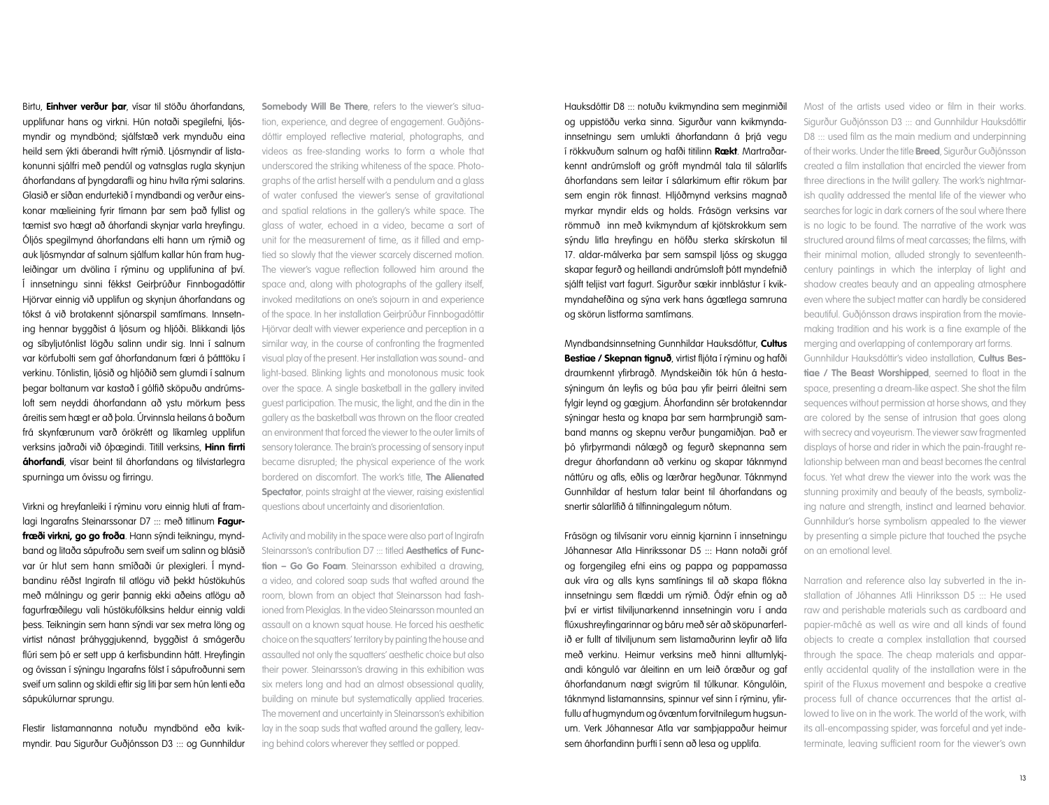Birtu, **Einhver verður þar**, vísar til stöðu áhorfandans, upplifunar hans og virkni. Hún notaði spegilefni, ljósmyndir og myndbönd; sjálfstæð verk mynduðu eina heild sem ýkti áberandi hvítt rýmið. Ljósmyndir af listakonunni sjálfri með pendúl og vatnsglas rugla skynjun áhorfandans af þyngdarafli og hinu hvíta rými salarins. Glasið er síðan endurtekið í myndbandi og verður einskonar mælieining fyrir tímann þar sem það fyllist og tæmist svo hægt að áhorfandi skynjar varla hreyfingu. Óljós spegilmynd áhorfandans elti hann um rýmið og auk ljósmyndar af salnum sjálfum kallar hún fram hugleiðingar um dvölina í rýminu og upplifunina af því. Í innsetningu sinni fékkst Geirþrúður Finnbogadóttir Hjörvar einnig við upplifun og skynjun áhorfandans og tókst á við brotakennt sjónarspil samtímans. Innsetning hennar byggðist á ljósum og hljóði. Blikkandi ljós og síbyljutónlist lögðu salinn undir sig. Inni í salnum var körfubolti sem gaf áhorfandanum færi á þátttöku í verkinu. Tónlistin, ljósið og hljóðið sem glumdi í salnum þegar boltanum var kastað í gólfið sköpuðu andrúmsloft sem neyddi áhorfandann að ystu mörkum þess áreitis sem hægt er að þola. Úrvinnsla heilans á boðum frá skynfærunum varð órökrétt og líkamleg upplifun verksins jaðraði við óþægindi. Titill verksins, **Hinn firrti áhorfandi**, vísar beint til áhorfandans og tilvistarlegra spurninga um óvissu og firringu.

Virkni og hreyfanleiki í rýminu voru einnig hluti af framlagi Ingarafns Steinarssonar D7 ::: með titlinum **Fagurfræði virkni, go go froða**. Hann sýndi teikningu, myndband og litaða sápufroðu sem sveif um salinn og blásið var úr hlut sem hann smíðaði úr plexigleri. Í myndbandinu ræðst Ingirafn til atlögu við þekkt hústökuhús með málningu og gerir þannig ekki aðeins atlögu að fagurfræðilegu vali hústökufólksins heldur einnig valdi þess. Teikningin sem hann sýndi var sex metra löng og virtist nánast þráhyggjukennd, byggðist á smágerðu flúri sem þó er sett upp á kerfisbundinn hátt. Hreyfingin og óvissan í sýningu Ingarafns fólst í sápufroðunni sem sveif um salinn og skildi eftir sig liti þar sem hún lenti eða sápukúlurnar sprungu.

Flestir listamannanna notuðu myndbönd eða kvikmyndir. Þau Sigurður Guðjónsson D3 ::: og Gunnhildur Hauksdóttir D8 ::: notuðu kvikmyndina sem meginmiðil og uppistöðu verka sinna. Sigurður vann kvikmyndainnsetningu sem umlukti áhorfandann á þrjá vegu í rökkvuðum salnum og hafði titilinn **Rækt**. Martraðarkennt andrúmsloft og gróft myndmál tala til sálarlífs áhorfandans sem leitar í sálarkimum eftir rökum þar sem engin rök finnast. Hljóðmynd verksins magnað myrkar myndir elds og holds. Frásögn verksins var römmuð inn með kvikmyndum af kjötskrokkum sem sýndu litla hreyfingu en höfðu sterka skírskotun til 17. aldar-málverka þar sem samspil ljóss og skugga skapar fegurð og heillandi andrúmsloft þótt myndefnið sjálft teljist vart fagurt. Sigurður sækir innblástur í kvikmyndahefðina og sýna verk hans ágætlega samruna og skörun listforma samtímans.

Myndbandsinnsetning Gunnhildar Hauksdóttur, **Cultus Bestiae / Skepnan tignuð**, virtist fljóta í rýminu og hafði draumkennt yfirbragð. Myndskeiðin tók hún á hestasýningum án leyfis og búa þau yfir þeirri áleitni sem fylgir leynd og gægjum. Áhorfandinn sér brotakenndar sýningar hesta og knapa þar sem harmþrungið samband manns og skepnu verður þungamiðjan. Það er þó yfirþyrmandi nálægð og fegurð skepnanna sem dregur áhorfandann að verkinu og skapar táknmynd náttúru og afls, eðlis og lærðrar hegðunar. Táknmynd Gunnhildar af hestum talar beint til áhorfandans og snertir sálarlífið á tilfinningalegum nótum.

Frásögn og tilvísanir voru einnig kjarninn í innsetningu Jóhannesar Atla Hinrikssonar D5 ::: Hann notaði gróf og forgengileg efni eins og pappa og pappamassa auk víra og alls kyns samtínings til að skapa flókna innsetningu sem flæddi um rýmið. Ódýr efnin og að því er virtist tilviljunarkennd innsetningin voru í anda flúxushreyfingarinnar og báru með sér að sköpunarferlið er fullt af tilviljunum sem listamaðurinn leyfir að lifa með verkinu. Heimur verksins með hinni alltumlykjandi kónguló var áleitinn en um leið óræður og gaf áhorfandanum nægt svigrúm til túlkunar. Kóngulóin, táknmynd listamannsins, spinnur vef sinn í rýminu, yfirfullu af hugmyndum og óvæntum forvitnilegum hugsunum. Verk Jóhannesar Atla var samþjappaður heimur sem áhorfandinn þurfti í senn að lesa og upplifa.

**Somebody Will Be There**, refers to the viewer's situation, experience, and degree of engagement. Guðjónsdóttir employed reflective material, photographs, and videos as free-standing works to form a whole that underscored the striking whiteness of the space. Photographs of the artist herself with a pendulum and a glass of water confused the viewer's sense of gravitational and spatial relations in the gallery's white space. The glass of water, echoed in a video, became a sort of unit for the measurement of time, as it filled and emptied so slowly that the viewer scarcely discerned motion. The viewer's vague reflection followed him around the space and, along with photographs of the gallery itself, invoked meditations on one's sojourn in and experience of the space. In her installation Geirþrúður Finnbogadóttir Hjörvar dealt with viewer experience and perception in a similar way, in the course of confronting the fragmented visual play of the present. Her installation was sound- and light-based. Blinking lights and monotonous music took over the space. A single basketball in the gallery invited guest participation. The music, the light, and the din in the gallery as the basketball was thrown on the floor created an environment that forced the viewer to the outer limits of sensory tolerance. The brain's processing of sensory input became disrupted; the physical experience of the work bordered on discomfort. The work's title, **The Alienated Spectator**, points straight at the viewer, raising existential questions about uncertainty and disorientation.

Activity and mobility in the space were also part of Ingirafn Steinarsson's contribution D7 ::: titled **Aesthetics of Function – Go Go Foam**. Steinarsson exhibited a drawing, a video, and colored soap suds that wafted around the room, blown from an object that Steinarsson had fashioned from Plexiglas. In the video Steinarsson mounted an assault on a known squat house. He forced his aesthetic choice on the squatters' territory by painting the house and assaulted not only the squatters' aesthetic choice but also their power. Steinarsson's drawing in this exhibition was six meters long and had an almost obsessional quality, building on minute but systematically applied traceries. The movement and uncertainty in Steinarsson's exhibition lay in the soap suds that wafted around the gallery, leaving behind colors wherever they settled or popped.

Most of the artists used video or film in their works. Sigurður Guðjónsson D3 ::: and Gunnhildur Hauksdóttir D8 ::: used film as the main medium and underpinning of their works. Under the title **Breed**, Sigurður Guðjónsson created a film installation that encircled the viewer from three directions in the twilit gallery. The work's nightmarish quality addressed the mental life of the viewer who searches for logic in dark corners of the soul where there is no logic to be found. The narrative of the work was structured around films of meat carcasses; the films, with their minimal motion, alluded strongly to seventeenth-century paintings in which the interplay of light and shadow creates beauty and an appealing atmosphere even where the subject matter can hardly be considered beautiful. Guðjónsson draws inspiration from the movie-making tradition and his work is a fine example of the merging and overlapping of contemporary art forms.

Gunnhildur Hauksdóttir's video installation, **Cultus Bestiae / The Beast Worshipped**, seemed to float in the space, presenting a dream-like aspect. She shot the film sequences without permission at horse shows, and they are colored by the sense of intrusion that goes along with secrecy and voyeurism. The viewer saw fragmented displays of horse and rider in which the pain-fraught relationship between man and beast becomes the central focus. Yet what drew the viewer into the work was the stunning proximity and beauty of the beasts, symbolizing nature and strength, instinct and learned behavior. Gunnhildur's horse symbolism appealed to the viewer by presenting a simple picture that touched the psyche on an emotional level.

Narration and reference also lay subverted in the installation of Jóhannes Atli Hinriksson D5 ::: He used raw and perishable materials such as cardboard and papier-mâché as well as wire and all kinds of found objects to create a complex installation that coursed through the space. The cheap materials and apparently accidental quality of the installation were in the spirit of the Fluxus movement and bespoke a creative process full of chance occurrences that the artist allowed to live on in the work. The world of the work, with its all-encompassing spider, was forceful and yet indeterminate, leaving sufficient room for the viewer's own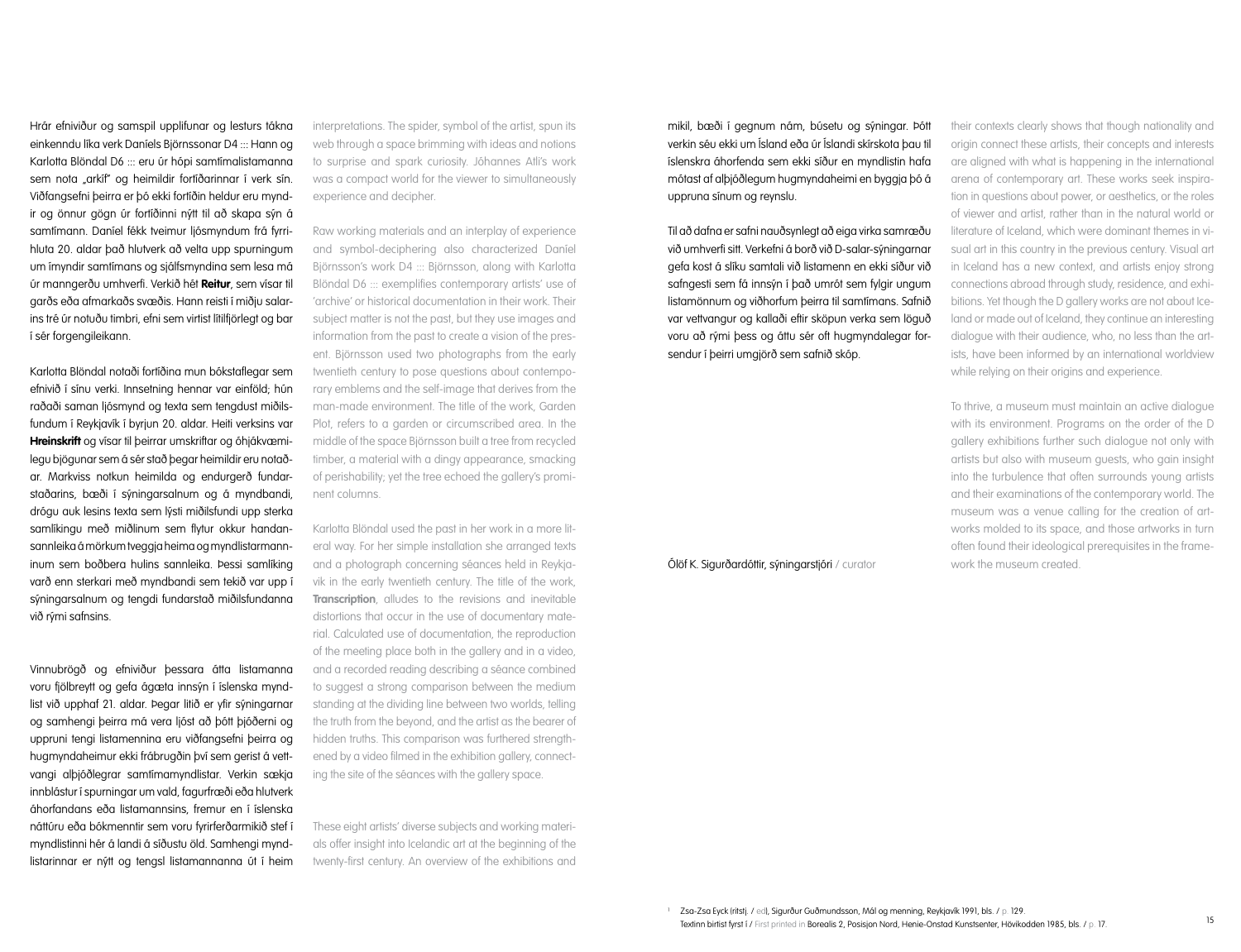Hrár efniviður og samspil upplifunar og lesturs tákna einkenndu líka verk Daníels Björnssonar D4 ::: Hann og Karlotta Blöndal D6 ::: eru úr hópi samtímalistamanna sem nota „arkíf" og heimildir fortíðarinnar í verk sín. Viðfangsefni þeirra er þó ekki fortíðin heldur eru myndir og önnur gögn úr fortíðinni nýtt til að skapa sýn á samtímann. Daníel fékk tveimur ljósmyndum frá fyrrihluta 20. aldar það hlutverk að velta upp spurningum um ímyndir samtímans og sjálfsmyndina sem lesa má úr manngerðu umhverfi. Verkið hét **Reitur**, sem vísar til garðs eða afmarkaðs svæðis. Hann reisti í miðju salarins tré úr notuðu timbri, efni sem virtist lítilfjörlegt og bar í sér forgengileikann.

Karlotta Blöndal notaði fortíðina mun bókstaflegar sem efnivið í sínu verki. Innsetning hennar var einföld; hún raðaði saman ljósmynd og texta sem tengdust miðilsfundum í Reykjavík í byrjun 20. aldar. Heiti verksins var **Hreinskrift** og vísar til þeirrar umskriftar og óhjákvæmilegu bjögunar sem á sér stað þegar heimildir eru notaðar. Markviss notkun heimilda og endurgerð fundarstaðarins, bæði í sýningarsalnum og á myndbandi, drógu auk lesins texta sem lýsti miðilsfundi upp sterka samlíkingu með miðlinum sem flytur okkur handansannleika á mörkum tveggja heima og myndlistarmanninum sem boðbera hulins sannleika. Þessi samlíking varð enn sterkari með myndbandi sem tekið var upp í sýningarsalnum og tengdi fundarstað miðilsfundanna við rými safnsins.

Vinnubrögð og efniviður þessara átta listamanna voru fjölbreytt og gefa ágæta innsýn í íslenska myndlist við upphaf 21. aldar. Þegar litið er yfir sýningarnar og samhengi þeirra má vera ljóst að þótt þjóðerni og uppruni tengi listamennina eru viðfangsefni þeirra og hugmyndaheimur ekki frábrugðin því sem gerist á vettvangi alþjóðlegrar samtímamyndlistar. Verkin sækja innblástur í spurningar um vald, fagurfræði eða hlutverk áhorfandans eða listamannsins, fremur en í íslenska náttúru eða bókmenntir sem voru fyrirferðarmikið stef í myndlistinni hér á landi á síðustu öld. Samhengi myndlistarinnar er nýtt og tengsl listamannanna út í heim mikil, bæði í gegnum nám, búsetu og sýningar. Þótt verkin séu ekki um Ísland eða úr Íslandi skírskota þau til íslenskra áhorfenda sem ekki síður en myndlistin hafa mótast af alþjóðlegum hugmyndaheimi en byggja þó á uppruna sínum og reynslu.

Til að dafna er safni nauðsynlegt að eiga virka samræðu við umhverfi sitt. Verkefni á borð við D-salar-sýningarnar gefa kost á slíku samtali við listamenn en ekki síður við safngesti sem fá innsýn í það umrót sem fylgir ungum listamönnum og viðhorfum þeirra til samtímans. Safnið var vettvangur og kallaði eftir sköpun verka sem löguð voru að rými þess og áttu sér oft hugmyndalegar forsendur í þeirri umgjörð sem safnið skóp.

Ólöf K. Sigurðardóttir, sýningarstjóri / curator

interpretations. The spider, symbol of the artist, spun its web through a space brimming with ideas and notions to surprise and spark curiosity. Jóhannes Atli's work was a compact world for the viewer to simultaneously experience and decipher.

Raw working materials and an interplay of experience and symbol-deciphering also characterized Daníel Björnsson's work D4 ::: Björnsson, along with Karlotta Blöndal D6 ::: exemplifies contemporary artists' use of 'archive' or historical documentation in their work. Their subject matter is not the past, but they use images and information from the past to create a vision of the present. Björnsson used two photographs from the early twentieth century to pose questions about contemporary emblems and the self-image that derives from the man-made environment. The title of the work, Garden Plot, refers to a garden or circumscribed area. In the middle of the space Björnsson built a tree from recycled timber, a material with a dingy appearance, smacking of perishability; yet the tree echoed the gallery's prominent columns.

Karlotta Blöndal used the past in her work in a more literal way. For her simple installation she arranged texts and a photograph concerning séances held in Reykjavik in the early twentieth century. The title of the work, **Transcription**, alludes to the revisions and inevitable distortions that occur in the use of documentary material. Calculated use of documentation, the reproduction of the meeting place both in the gallery and in a video, and a recorded reading describing a séance combined to suggest a strong comparison between the medium standing at the dividing line between two worlds, telling the truth from the beyond, and the artist as the bearer of hidden truths. This comparison was furthered strengthened by a video filmed in the exhibition gallery, connecting the site of the séances with the gallery space.

These eight artists' diverse subjects and working materials offer insight into Icelandic art at the beginning of the twenty-first century. An overview of the exhibitions and their contexts clearly shows that though nationality and origin connect these artists, their concepts and interests are aligned with what is happening in the international arena of contemporary art. These works seek inspiration in questions about power, or aesthetics, or the roles of viewer and artist, rather than in the natural world or literature of Iceland, which were dominant themes in visual art in this country in the previous century. Visual art in Iceland has a new context, and artists enjoy strong connections abroad through study, residence, and exhibitions. Yet though the D gallery works are not about Iceland or made out of Iceland, they continue an interesting dialogue with their audience, who, no less than the artists, have been informed by an international worldview while relying on their origins and experience.

To thrive, a museum must maintain an active dialogue with its environment. Programs on the order of the D gallery exhibitions further such dialogue not only with artists but also with museum guests, who gain insight into the turbulence that often surrounds young artists and their examinations of the contemporary world. The museum was a venue calling for the creation of artworks molded to its space, and those artworks in turn often found their ideological prerequisites in the framework the museum created.

[1] Zsa-Zsa Eyck (ritstj. / ed), Sigurður Guðmundsson, Mál og menning, Reykjavík 1991, bls. / p. 129.
Textinn birtist fyrst í / First printed in Borealis 2, Posisjon Nord, Henie-Onstad Kunstsenter, Hövikodden 1985, bls. / p. 17.